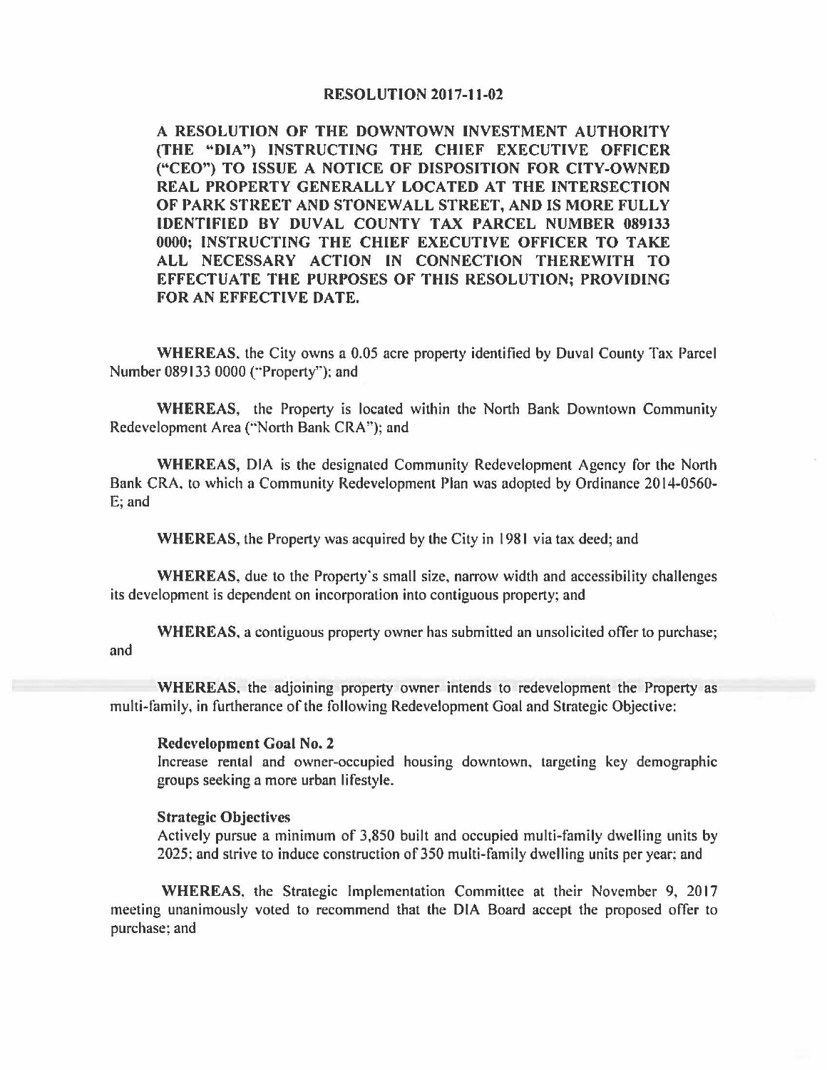# RESOLUTION 2017-11-02

**A RESOLUTION OF THE DOWNTOWN INVESTMENT AUTHORITY (THE "DIA") INSTRUCTING THE CHIEF EXECUTIVE OFFICER ("CEO") TO ISSUE A NOTICE OF DISPOSITION FOR CITY-OWNED REAL PROPERTY GENERALLY LOCATED AT THE INTERSECTION OF PARK STREET AND STONEWALL STREET, AND IS MORE FULLY IDENTIFIED BY DUVAL COUNTY TAX PARCEL NUMBER 089133 0000; INSTRUCTING THE CHIEF EXECUTIVE OFFICER TO TAKE ALL NECESSARY ACTION IN CONNECTION THEREWITH TO EFFECTUATE THE PURPOSES OF THIS RESOLUTION; PROVIDING FOR AN EFFECTIVE DATE.**

**WHEREAS**, the City owns a 0.05 acre property identified by Duval County Tax Parcel Number 089133 0000 ("Property"); and

**WHEREAS**, the Property is located within the North Bank Downtown Community Redevelopment Area ("North Bank CRA"); and

**WHEREAS**, DIA is the designated Community Redevelopment Agency for the North Bank CRA, to which a Community Redevelopment Plan was adopted by Ordinance 2014-0560-E; and

**WHEREAS**, the Property was acquired by the City in 1981 via tax deed; and

**WHEREAS**, due to the Property's small size, narrow width and accessibility challenges its development is dependent on incorporation into contiguous property; and

**WHEREAS**, a contiguous property owner has submitted an unsolicited offer to purchase; and

**WHEREAS**, the adjoining property owner intends to redevelopment the Property as multi-family, in furtherance of the following Redevelopment Goal and Strategic Objective:

**Redevelopment Goal No. 2**

Increase rental and owner-occupied housing downtown, targeting key demographic groups seeking a more urban lifestyle.

**Strategic Objectives**

Actively pursue a minimum of 3,850 built and occupied multi-family dwelling units by 2025; and strive to induce construction of 350 multi-family dwelling units per year; and

**WHEREAS**, the Strategic Implementation Committee at their November 9, 2017 meeting unanimously voted to recommend that the DIA Board accept the proposed offer to purchase; and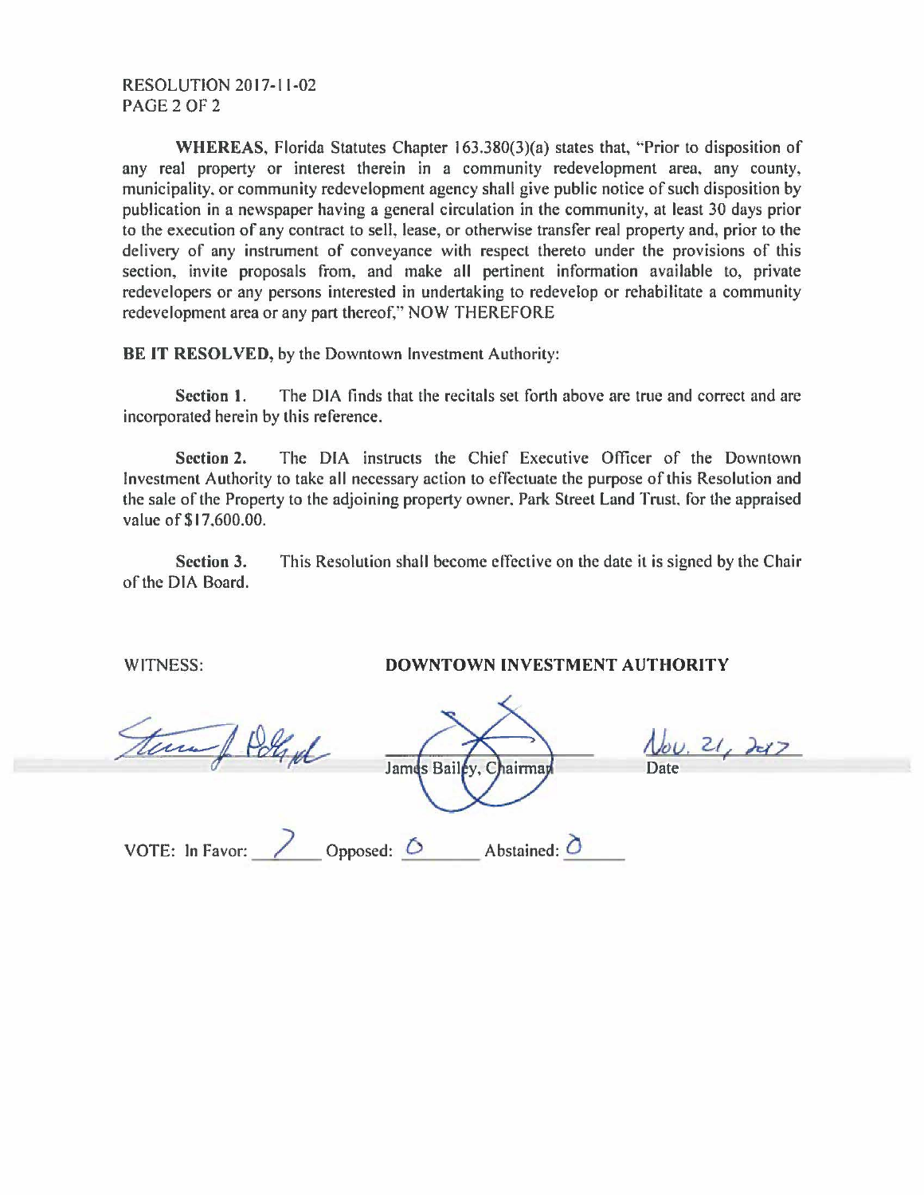RESOLUTION 2017-11-02
PAGE 2 OF 2

**WHEREAS**, Florida Statutes Chapter 163.380(3)(a) states that, "Prior to disposition of any real property or interest therein in a community redevelopment area, any county, municipality, or community redevelopment agency shall give public notice of such disposition by publication in a newspaper having a general circulation in the community, at least 30 days prior to the execution of any contract to sell, lease, or otherwise transfer real property and, prior to the delivery of any instrument of conveyance with respect thereto under the provisions of this section, invite proposals from, and make all pertinent information available to, private redevelopers or any persons interested in undertaking to redevelop or rehabilitate a community redevelopment area or any part thereof," NOW THEREFORE

**BE IT RESOLVED**, by the Downtown Investment Authority:

**Section 1.** The DIA finds that the recitals set forth above are true and correct and are incorporated herein by this reference.

**Section 2.** The DIA instructs the Chief Executive Officer of the Downtown Investment Authority to take all necessary action to effectuate the purpose of this Resolution and the sale of the Property to the adjoining property owner, Park Street Land Trust, for the appraised value of $17,600.00.

**Section 3.** This Resolution shall become effective on the date it is signed by the Chair of the DIA Board.

WITNESS: **DOWNTOWN INVESTMENT AUTHORITY**

James Bailey, Chairman

Nov. 21, 2017
Date

VOTE: In Favor: 7 Opposed: 0 Abstained: 0